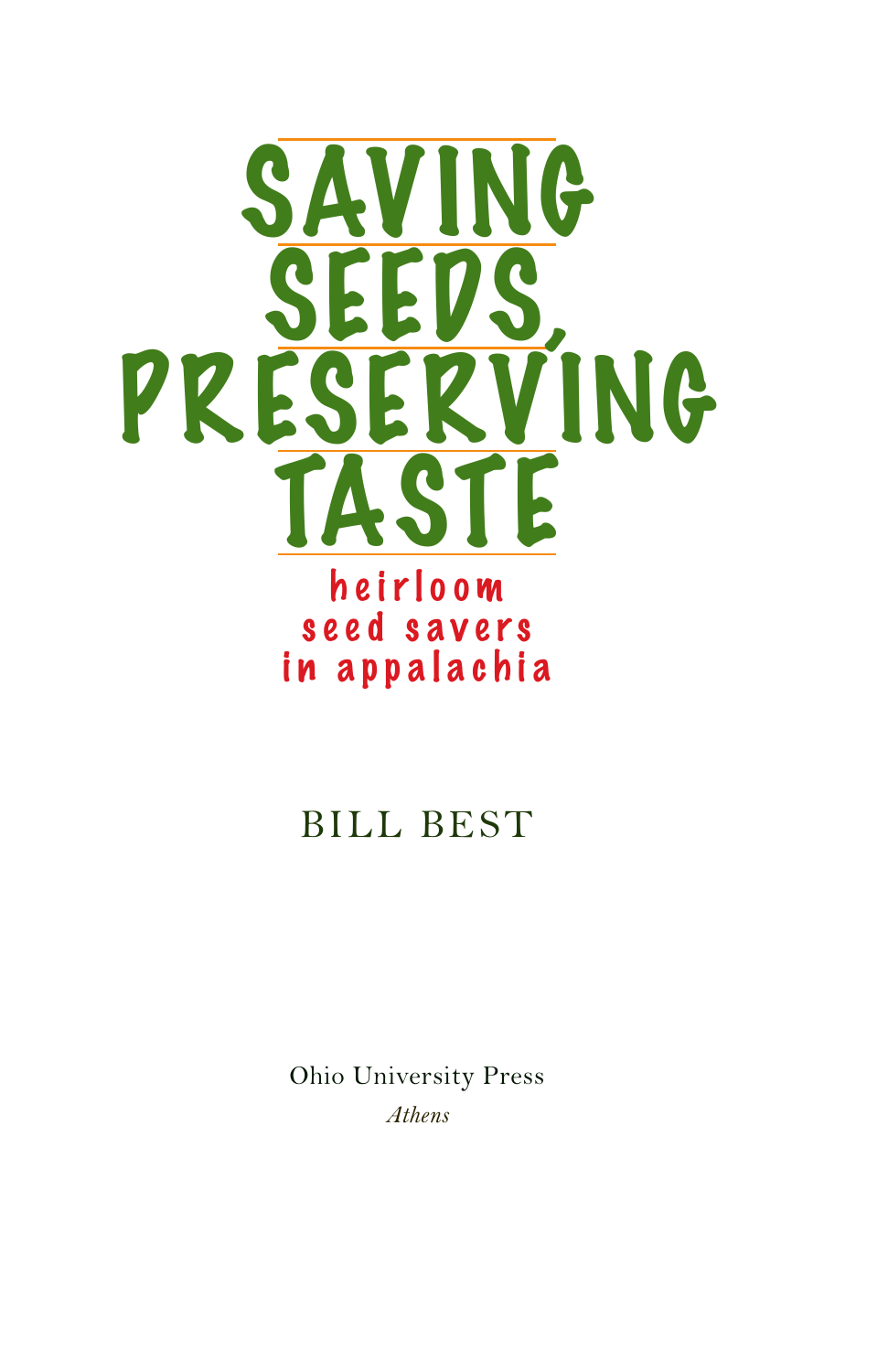# SAVING SEEDS, PRESERVING TASTE

## heirloom seed savers in appalachia

BILL BEST

Ohio University Press

*Athens*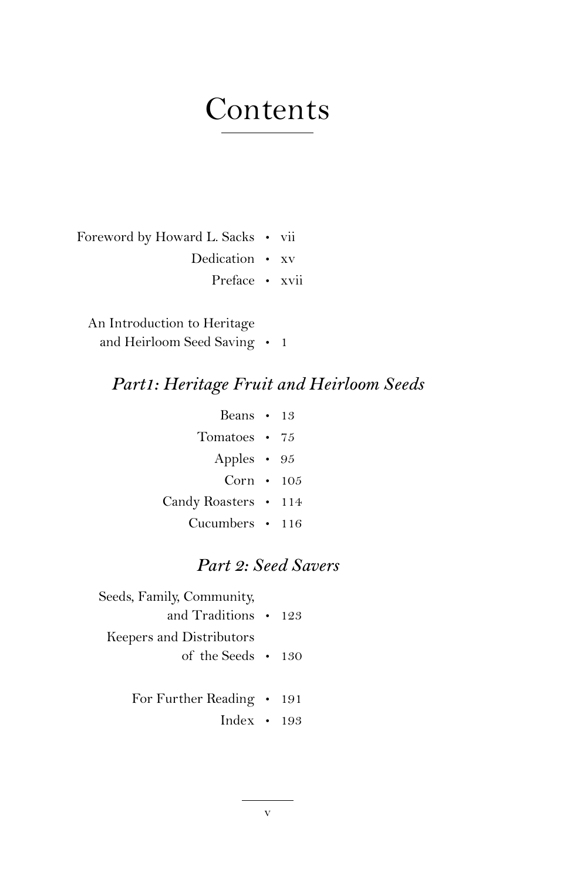# Contents

Foreword by Howard L. Sacks • vii

Dedication • xv

Preface • xvii

An Introduction to Heritage and Heirloom Seed Saving • 1

## *Part1: Heritage Fruit and Heirloom Seeds*

Beans • 13

Tomatoes • 75

Apples • 95

Corn • 105

Candy Roasters • 114

Cucumbers • 116

## *Part 2: Seed Savers*

Seeds, Family, Community, and Traditions • 123

Keepers and Distributors of the Seeds • 130

For Further Reading • 191

Index • 193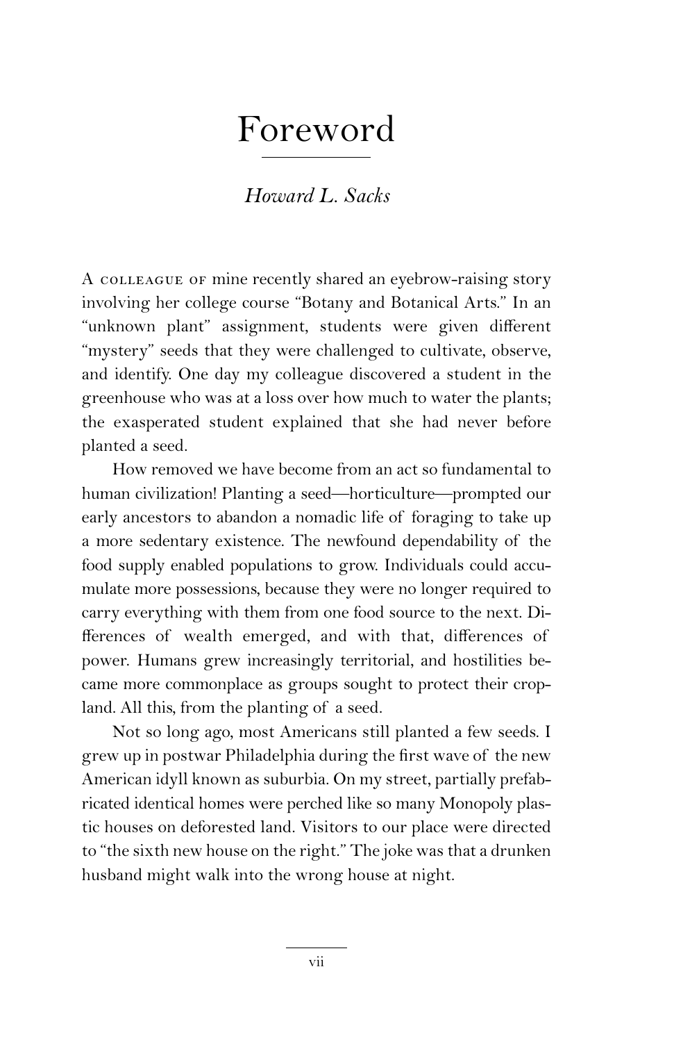# Foreword

*Howard L. Sacks*

A colleague of mine recently shared an eyebrow-raising story involving her college course "Botany and Botanical Arts." In an "unknown plant" assignment, students were given different "mystery" seeds that they were challenged to cultivate, observe, and identify. One day my colleague discovered a student in the greenhouse who was at a loss over how much to water the plants; the exasperated student explained that she had never before planted a seed.

How removed we have become from an act so fundamental to human civilization! Planting a seed—horticulture—prompted our early ancestors to abandon a nomadic life of foraging to take up a more sedentary existence. The newfound dependability of the food supply enabled populations to grow. Individuals could accumulate more possessions, because they were no longer required to carry everything with them from one food source to the next. Differences of wealth emerged, and with that, differences of power. Humans grew increasingly territorial, and hostilities became more commonplace as groups sought to protect their cropland. All this, from the planting of a seed.

Not so long ago, most Americans still planted a few seeds. I grew up in postwar Philadelphia during the first wave of the new American idyll known as suburbia. On my street, partially prefabricated identical homes were perched like so many Monopoly plastic houses on deforested land. Visitors to our place were directed to "the sixth new house on the right." The joke was that a drunken husband might walk into the wrong house at night.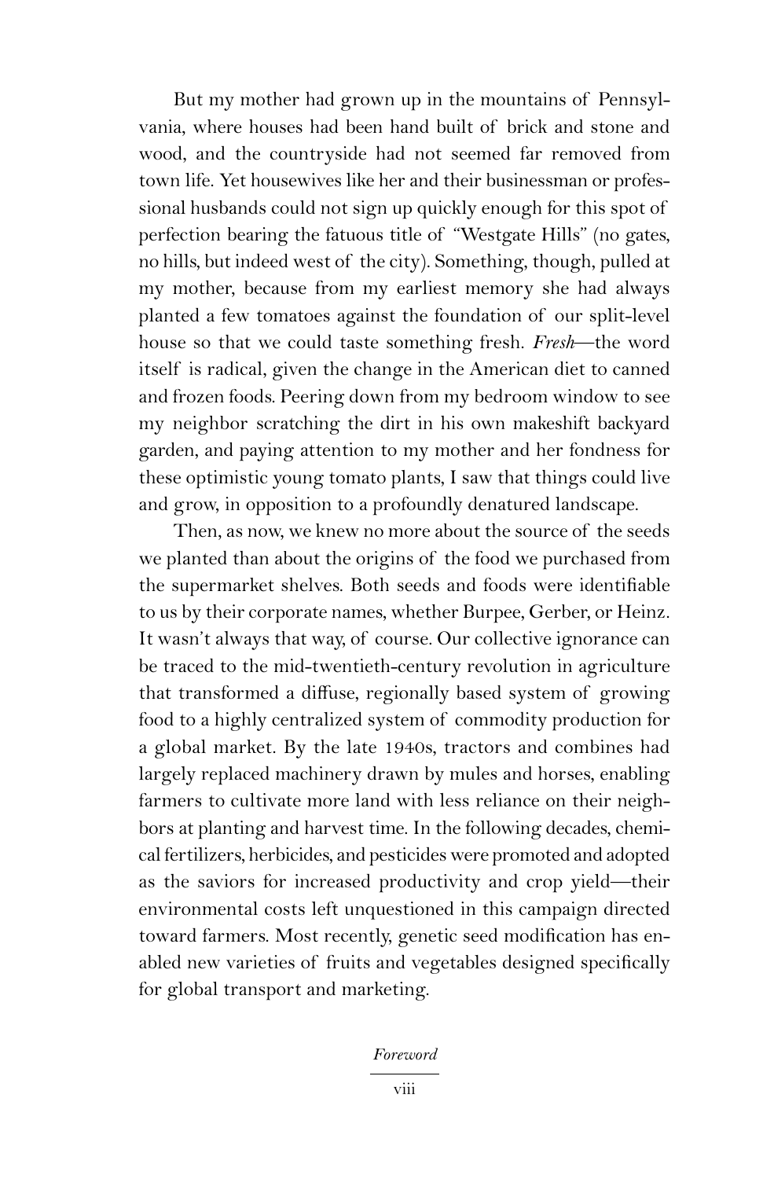But my mother had grown up in the mountains of Pennsylvania, where houses had been hand built of brick and stone and wood, and the countryside had not seemed far removed from town life. Yet housewives like her and their businessman or professional husbands could not sign up quickly enough for this spot of perfection bearing the fatuous title of "Westgate Hills" (no gates, no hills, but indeed west of the city). Something, though, pulled at my mother, because from my earliest memory she had always planted a few tomatoes against the foundation of our split-level house so that we could taste something fresh. *Fresh*—the word itself is radical, given the change in the American diet to canned and frozen foods. Peering down from my bedroom window to see my neighbor scratching the dirt in his own makeshift backyard garden, and paying attention to my mother and her fondness for these optimistic young tomato plants, I saw that things could live and grow, in opposition to a profoundly denatured landscape.

Then, as now, we knew no more about the source of the seeds we planted than about the origins of the food we purchased from the supermarket shelves. Both seeds and foods were identifiable to us by their corporate names, whether Burpee, Gerber, or Heinz. It wasn't always that way, of course. Our collective ignorance can be traced to the mid-twentieth-century revolution in agriculture that transformed a diffuse, regionally based system of growing food to a highly centralized system of commodity production for a global market. By the late 1940s, tractors and combines had largely replaced machinery drawn by mules and horses, enabling farmers to cultivate more land with less reliance on their neighbors at planting and harvest time. In the following decades, chemical fertilizers, herbicides, and pesticides were promoted and adopted as the saviors for increased productivity and crop yield—their environmental costs left unquestioned in this campaign directed toward farmers. Most recently, genetic seed modification has enabled new varieties of fruits and vegetables designed specifically for global transport and marketing.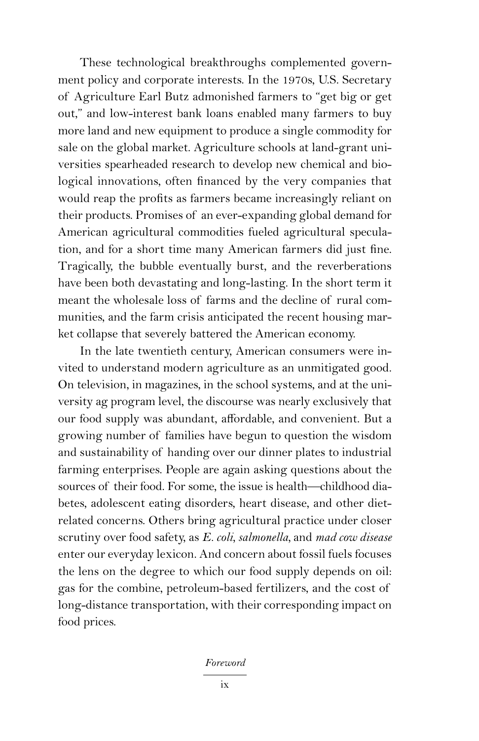These technological breakthroughs complemented government policy and corporate interests. In the 1970s, U.S. Secretary of Agriculture Earl Butz admonished farmers to "get big or get out," and low-interest bank loans enabled many farmers to buy more land and new equipment to produce a single commodity for sale on the global market. Agriculture schools at land-grant universities spearheaded research to develop new chemical and biological innovations, often financed by the very companies that would reap the profits as farmers became increasingly reliant on their products. Promises of an ever-expanding global demand for American agricultural commodities fueled agricultural speculation, and for a short time many American farmers did just fine. Tragically, the bubble eventually burst, and the reverberations have been both devastating and long-lasting. In the short term it meant the wholesale loss of farms and the decline of rural communities, and the farm crisis anticipated the recent housing market collapse that severely battered the American economy.

In the late twentieth century, American consumers were invited to understand modern agriculture as an unmitigated good. On television, in magazines, in the school systems, and at the university ag program level, the discourse was nearly exclusively that our food supply was abundant, affordable, and convenient. But a growing number of families have begun to question the wisdom and sustainability of handing over our dinner plates to industrial farming enterprises. People are again asking questions about the sources of their food. For some, the issue is health—childhood diabetes, adolescent eating disorders, heart disease, and other diet-related concerns. Others bring agricultural practice under closer scrutiny over food safety, as *E. coli*, *salmonella*, and *mad cow disease* enter our everyday lexicon. And concern about fossil fuels focuses the lens on the degree to which our food supply depends on oil: gas for the combine, petroleum-based fertilizers, and the cost of long-distance transportation, with their corresponding impact on food prices.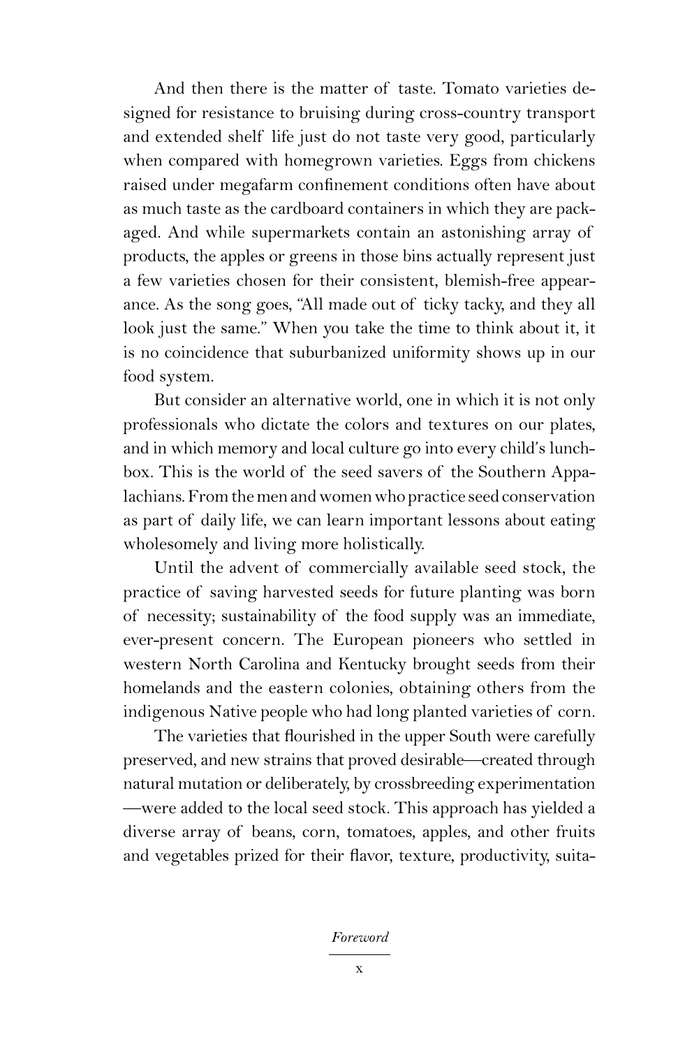And then there is the matter of taste. Tomato varieties designed for resistance to bruising during cross-country transport and extended shelf life just do not taste very good, particularly when compared with homegrown varieties. Eggs from chickens raised under megafarm confinement conditions often have about as much taste as the cardboard containers in which they are packaged. And while supermarkets contain an astonishing array of products, the apples or greens in those bins actually represent just a few varieties chosen for their consistent, blemish-free appearance. As the song goes, "All made out of ticky tacky, and they all look just the same." When you take the time to think about it, it is no coincidence that suburbanized uniformity shows up in our food system.

But consider an alternative world, one in which it is not only professionals who dictate the colors and textures on our plates, and in which memory and local culture go into every child's lunchbox. This is the world of the seed savers of the Southern Appalachians. From the men and women who practice seed conservation as part of daily life, we can learn important lessons about eating wholesomely and living more holistically.

Until the advent of commercially available seed stock, the practice of saving harvested seeds for future planting was born of necessity; sustainability of the food supply was an immediate, ever-present concern. The European pioneers who settled in western North Carolina and Kentucky brought seeds from their homelands and the eastern colonies, obtaining others from the indigenous Native people who had long planted varieties of corn.

The varieties that flourished in the upper South were carefully preserved, and new strains that proved desirable—created through natural mutation or deliberately, by crossbreeding experimentation—were added to the local seed stock. This approach has yielded a diverse array of beans, corn, tomatoes, apples, and other fruits and vegetables prized for their flavor, texture, productivity, suita-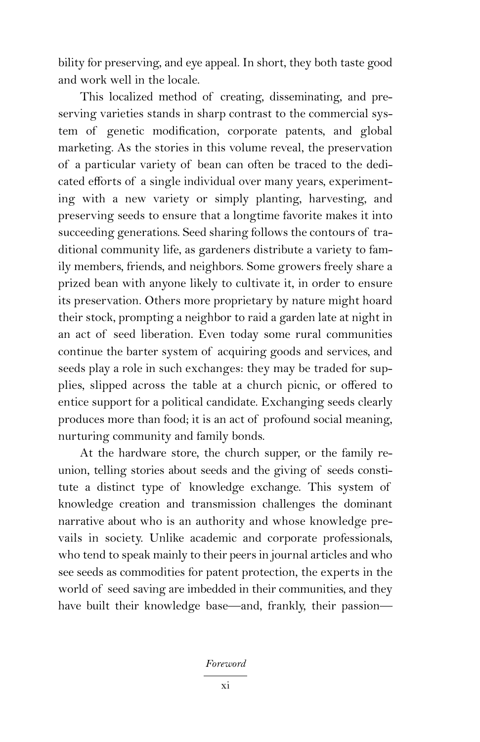bility for preserving, and eye appeal. In short, they both taste good and work well in the locale.

This localized method of creating, disseminating, and preserving varieties stands in sharp contrast to the commercial system of genetic modification, corporate patents, and global marketing. As the stories in this volume reveal, the preservation of a particular variety of bean can often be traced to the dedicated efforts of a single individual over many years, experimenting with a new variety or simply planting, harvesting, and preserving seeds to ensure that a longtime favorite makes it into succeeding generations. Seed sharing follows the contours of traditional community life, as gardeners distribute a variety to family members, friends, and neighbors. Some growers freely share a prized bean with anyone likely to cultivate it, in order to ensure its preservation. Others more proprietary by nature might hoard their stock, prompting a neighbor to raid a garden late at night in an act of seed liberation. Even today some rural communities continue the barter system of acquiring goods and services, and seeds play a role in such exchanges: they may be traded for supplies, slipped across the table at a church picnic, or offered to entice support for a political candidate. Exchanging seeds clearly produces more than food; it is an act of profound social meaning, nurturing community and family bonds.

At the hardware store, the church supper, or the family reunion, telling stories about seeds and the giving of seeds constitute a distinct type of knowledge exchange. This system of knowledge creation and transmission challenges the dominant narrative about who is an authority and whose knowledge prevails in society. Unlike academic and corporate professionals, who tend to speak mainly to their peers in journal articles and who see seeds as commodities for patent protection, the experts in the world of seed saving are imbedded in their communities, and they have built their knowledge base—and, frankly, their passion—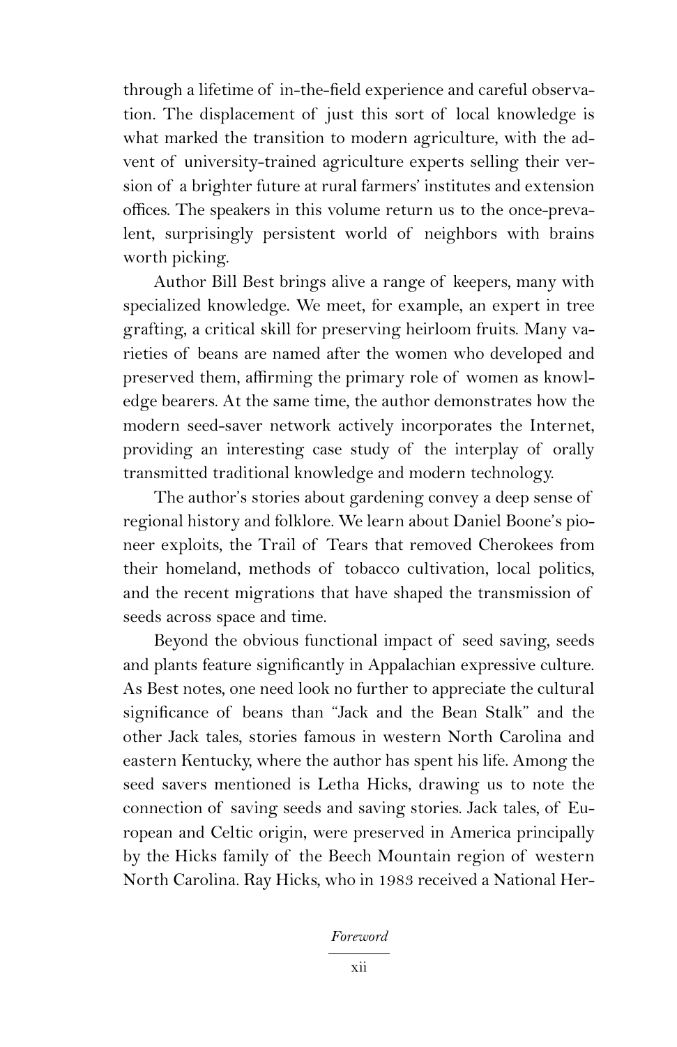through a lifetime of in-the-field experience and careful observation. The displacement of just this sort of local knowledge is what marked the transition to modern agriculture, with the advent of university-trained agriculture experts selling their version of a brighter future at rural farmers' institutes and extension offices. The speakers in this volume return us to the once-prevalent, surprisingly persistent world of neighbors with brains worth picking.

Author Bill Best brings alive a range of keepers, many with specialized knowledge. We meet, for example, an expert in tree grafting, a critical skill for preserving heirloom fruits. Many varieties of beans are named after the women who developed and preserved them, affirming the primary role of women as knowledge bearers. At the same time, the author demonstrates how the modern seed-saver network actively incorporates the Internet, providing an interesting case study of the interplay of orally transmitted traditional knowledge and modern technology.

The author's stories about gardening convey a deep sense of regional history and folklore. We learn about Daniel Boone's pioneer exploits, the Trail of Tears that removed Cherokees from their homeland, methods of tobacco cultivation, local politics, and the recent migrations that have shaped the transmission of seeds across space and time.

Beyond the obvious functional impact of seed saving, seeds and plants feature significantly in Appalachian expressive culture. As Best notes, one need look no further to appreciate the cultural significance of beans than "Jack and the Bean Stalk" and the other Jack tales, stories famous in western North Carolina and eastern Kentucky, where the author has spent his life. Among the seed savers mentioned is Letha Hicks, drawing us to note the connection of saving seeds and saving stories. Jack tales, of European and Celtic origin, were preserved in America principally by the Hicks family of the Beech Mountain region of western North Carolina. Ray Hicks, who in 1983 received a National Her-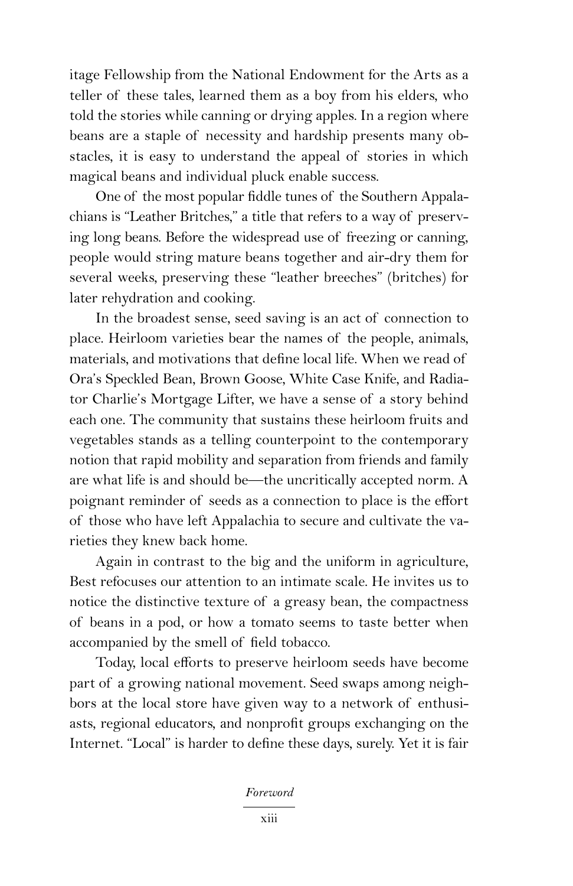itage Fellowship from the National Endowment for the Arts as a teller of these tales, learned them as a boy from his elders, who told the stories while canning or drying apples. In a region where beans are a staple of necessity and hardship presents many obstacles, it is easy to understand the appeal of stories in which magical beans and individual pluck enable success.

One of the most popular fiddle tunes of the Southern Appalachians is "Leather Britches," a title that refers to a way of preserving long beans. Before the widespread use of freezing or canning, people would string mature beans together and air-dry them for several weeks, preserving these "leather breeches" (britches) for later rehydration and cooking.

In the broadest sense, seed saving is an act of connection to place. Heirloom varieties bear the names of the people, animals, materials, and motivations that define local life. When we read of Ora's Speckled Bean, Brown Goose, White Case Knife, and Radiator Charlie's Mortgage Lifter, we have a sense of a story behind each one. The community that sustains these heirloom fruits and vegetables stands as a telling counterpoint to the contemporary notion that rapid mobility and separation from friends and family are what life is and should be—the uncritically accepted norm. A poignant reminder of seeds as a connection to place is the effort of those who have left Appalachia to secure and cultivate the varieties they knew back home.

Again in contrast to the big and the uniform in agriculture, Best refocuses our attention to an intimate scale. He invites us to notice the distinctive texture of a greasy bean, the compactness of beans in a pod, or how a tomato seems to taste better when accompanied by the smell of field tobacco.

Today, local efforts to preserve heirloom seeds have become part of a growing national movement. Seed swaps among neighbors at the local store have given way to a network of enthusiasts, regional educators, and nonprofit groups exchanging on the Internet. "Local" is harder to define these days, surely. Yet it is fair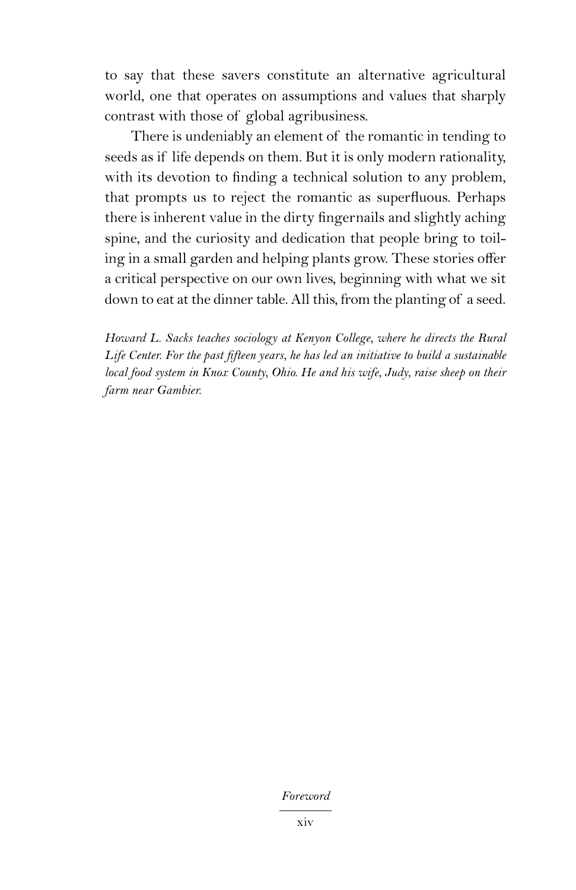to say that these savers constitute an alternative agricultural world, one that operates on assumptions and values that sharply contrast with those of global agribusiness.

There is undeniably an element of the romantic in tending to seeds as if life depends on them. But it is only modern rationality, with its devotion to finding a technical solution to any problem, that prompts us to reject the romantic as superfluous. Perhaps there is inherent value in the dirty fingernails and slightly aching spine, and the curiosity and dedication that people bring to toiling in a small garden and helping plants grow. These stories offer a critical perspective on our own lives, beginning with what we sit down to eat at the dinner table. All this, from the planting of a seed.

*Howard L. Sacks teaches sociology at Kenyon College, where he directs the Rural Life Center. For the past fifteen years, he has led an initiative to build a sustainable local food system in Knox County, Ohio. He and his wife, Judy, raise sheep on their farm near Gambier.*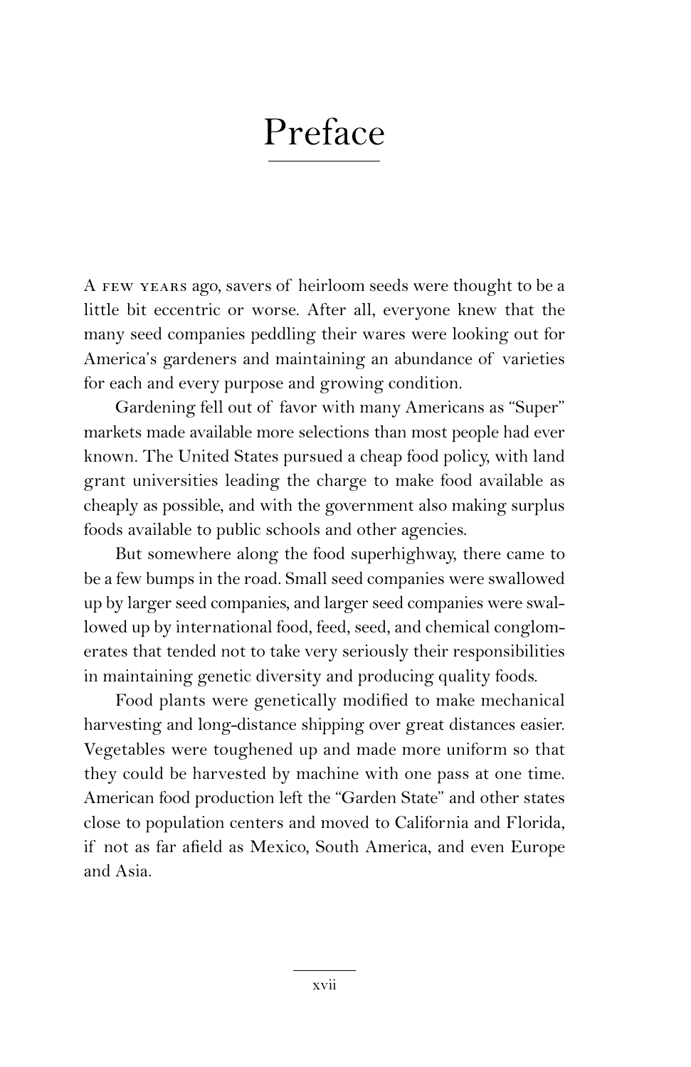# Preface

A few years ago, savers of heirloom seeds were thought to be a little bit eccentric or worse. After all, everyone knew that the many seed companies peddling their wares were looking out for America's gardeners and maintaining an abundance of varieties for each and every purpose and growing condition.

Gardening fell out of favor with many Americans as "Super" markets made available more selections than most people had ever known. The United States pursued a cheap food policy, with land grant universities leading the charge to make food available as cheaply as possible, and with the government also making surplus foods available to public schools and other agencies.

But somewhere along the food superhighway, there came to be a few bumps in the road. Small seed companies were swallowed up by larger seed companies, and larger seed companies were swallowed up by international food, feed, seed, and chemical conglomerates that tended not to take very seriously their responsibilities in maintaining genetic diversity and producing quality foods.

Food plants were genetically modified to make mechanical harvesting and long-distance shipping over great distances easier. Vegetables were toughened up and made more uniform so that they could be harvested by machine with one pass at one time. American food production left the "Garden State" and other states close to population centers and moved to California and Florida, if not as far afield as Mexico, South America, and even Europe and Asia.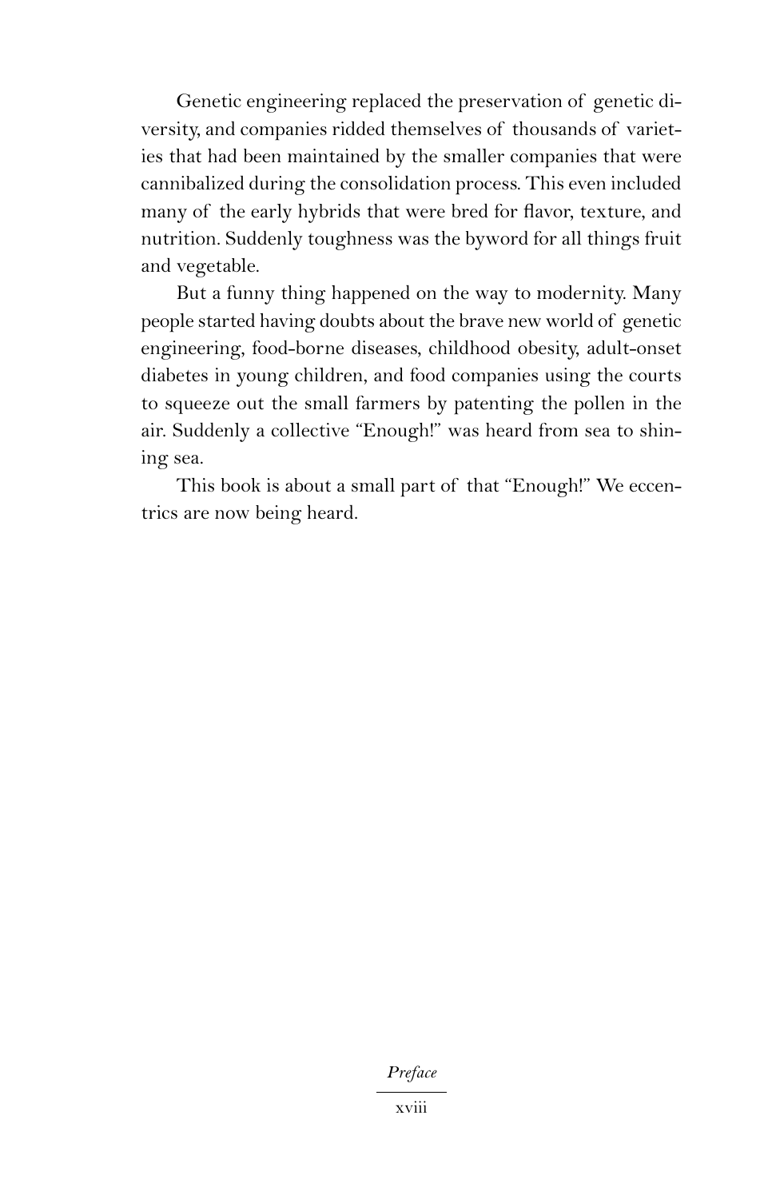Genetic engineering replaced the preservation of genetic diversity, and companies ridded themselves of thousands of varieties that had been maintained by the smaller companies that were cannibalized during the consolidation process. This even included many of the early hybrids that were bred for flavor, texture, and nutrition. Suddenly toughness was the byword for all things fruit and vegetable.

But a funny thing happened on the way to modernity. Many people started having doubts about the brave new world of genetic engineering, food-borne diseases, childhood obesity, adult-onset diabetes in young children, and food companies using the courts to squeeze out the small farmers by patenting the pollen in the air. Suddenly a collective "Enough!" was heard from sea to shining sea.

This book is about a small part of that "Enough!" We eccentrics are now being heard.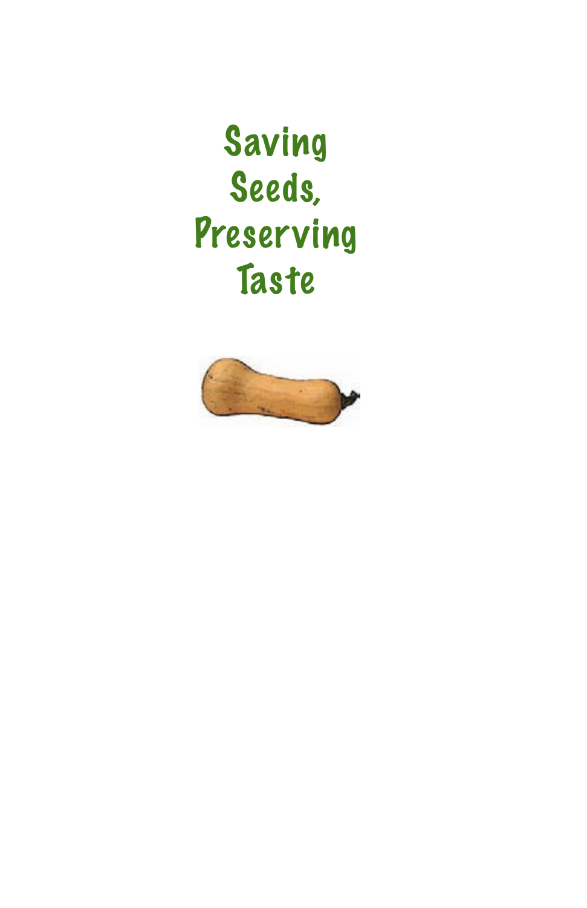# Saving Seeds, Preserving Taste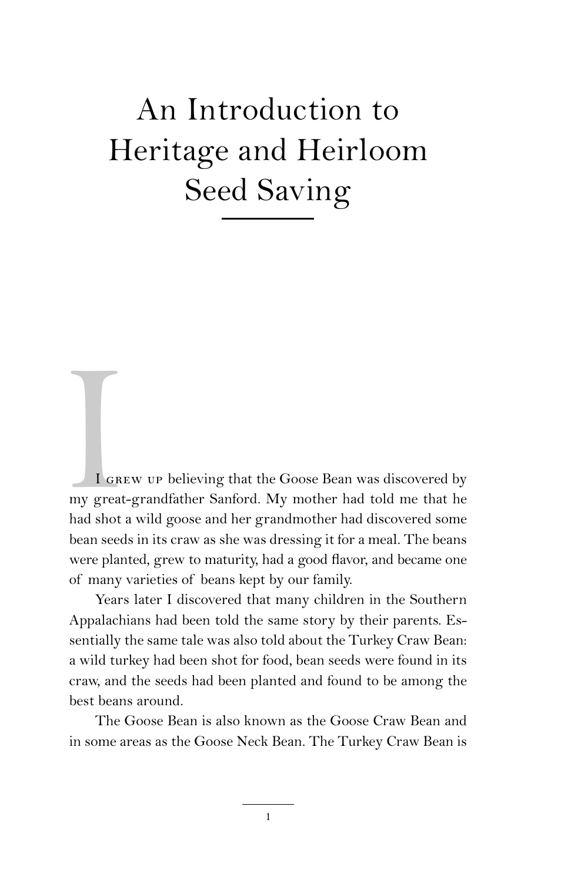# An Introduction to Heritage and Heirloom Seed Saving

I grew up believing that the Goose Bean was discovered by my great-grandfather Sanford. My mother had told me that he had shot a wild goose and her grandmother had discovered some bean seeds in its craw as she was dressing it for a meal. The beans were planted, grew to maturity, had a good flavor, and became one of many varieties of beans kept by our family.

Years later I discovered that many children in the Southern Appalachians had been told the same story by their parents. Essentially the same tale was also told about the Turkey Craw Bean: a wild turkey had been shot for food, bean seeds were found in its craw, and the seeds had been planted and found to be among the best beans around.

The Goose Bean is also known as the Goose Craw Bean and in some areas as the Goose Neck Bean. The Turkey Craw Bean is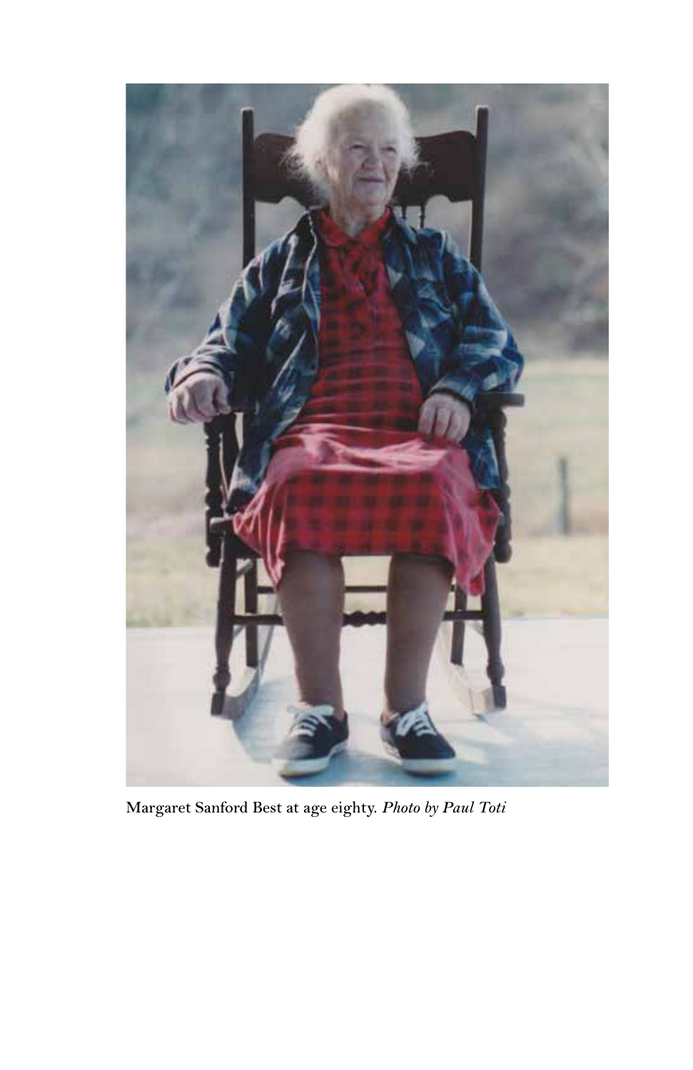Margaret Sanford Best at age eighty. *Photo by Paul Toti*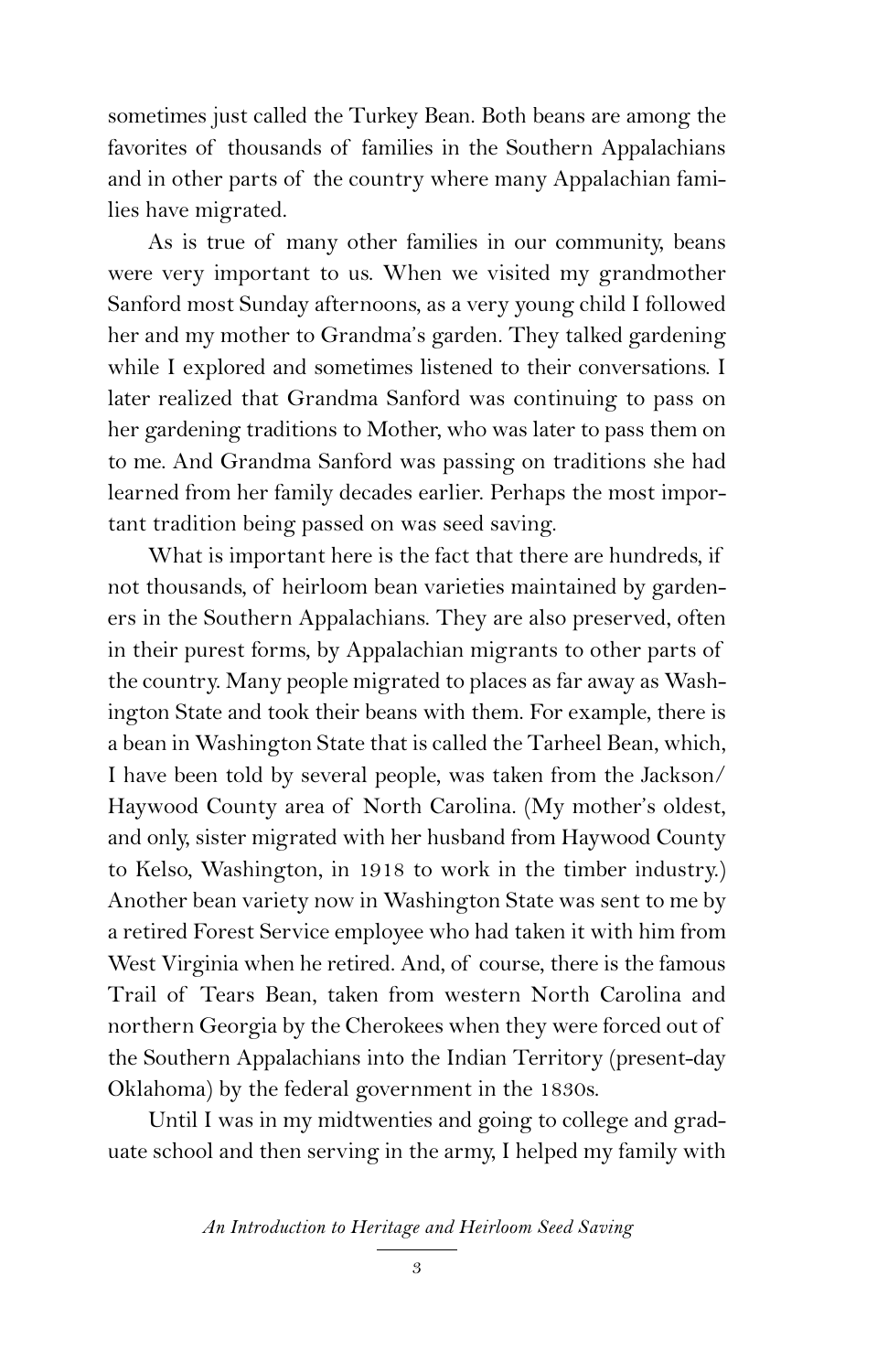sometimes just called the Turkey Bean. Both beans are among the favorites of thousands of families in the Southern Appalachians and in other parts of the country where many Appalachian families have migrated.

As is true of many other families in our community, beans were very important to us. When we visited my grandmother Sanford most Sunday afternoons, as a very young child I followed her and my mother to Grandma's garden. They talked gardening while I explored and sometimes listened to their conversations. I later realized that Grandma Sanford was continuing to pass on her gardening traditions to Mother, who was later to pass them on to me. And Grandma Sanford was passing on traditions she had learned from her family decades earlier. Perhaps the most important tradition being passed on was seed saving.

What is important here is the fact that there are hundreds, if not thousands, of heirloom bean varieties maintained by gardeners in the Southern Appalachians. They are also preserved, often in their purest forms, by Appalachian migrants to other parts of the country. Many people migrated to places as far away as Washington State and took their beans with them. For example, there is a bean in Washington State that is called the Tarheel Bean, which, I have been told by several people, was taken from the Jackson/Haywood County area of North Carolina. (My mother's oldest, and only, sister migrated with her husband from Haywood County to Kelso, Washington, in 1918 to work in the timber industry.) Another bean variety now in Washington State was sent to me by a retired Forest Service employee who had taken it with him from West Virginia when he retired. And, of course, there is the famous Trail of Tears Bean, taken from western North Carolina and northern Georgia by the Cherokees when they were forced out of the Southern Appalachians into the Indian Territory (present-day Oklahoma) by the federal government in the 1830s.

Until I was in my midtwenties and going to college and graduate school and then serving in the army, I helped my family with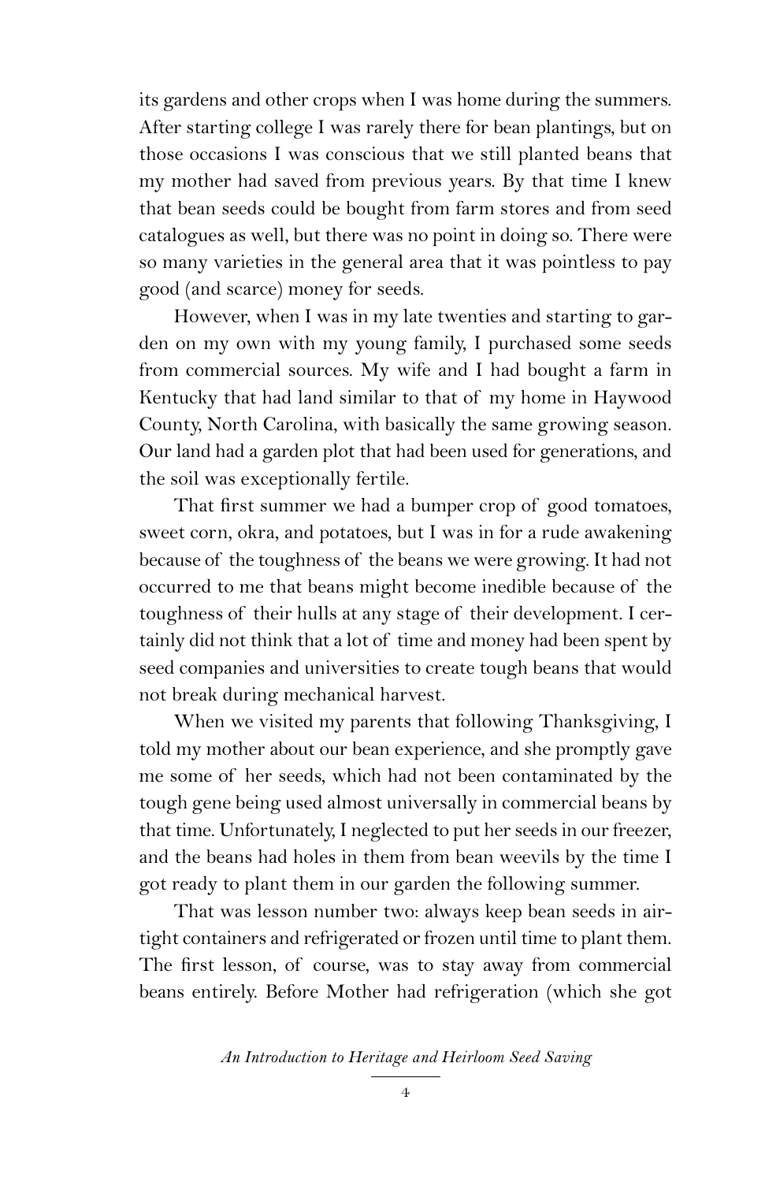its gardens and other crops when I was home during the summers. After starting college I was rarely there for bean plantings, but on those occasions I was conscious that we still planted beans that my mother had saved from previous years. By that time I knew that bean seeds could be bought from farm stores and from seed catalogues as well, but there was no point in doing so. There were so many varieties in the general area that it was pointless to pay good (and scarce) money for seeds.

However, when I was in my late twenties and starting to garden on my own with my young family, I purchased some seeds from commercial sources. My wife and I had bought a farm in Kentucky that had land similar to that of my home in Haywood County, North Carolina, with basically the same growing season. Our land had a garden plot that had been used for generations, and the soil was exceptionally fertile.

That first summer we had a bumper crop of good tomatoes, sweet corn, okra, and potatoes, but I was in for a rude awakening because of the toughness of the beans we were growing. It had not occurred to me that beans might become inedible because of the toughness of their hulls at any stage of their development. I certainly did not think that a lot of time and money had been spent by seed companies and universities to create tough beans that would not break during mechanical harvest.

When we visited my parents that following Thanksgiving, I told my mother about our bean experience, and she promptly gave me some of her seeds, which had not been contaminated by the tough gene being used almost universally in commercial beans by that time. Unfortunately, I neglected to put her seeds in our freezer, and the beans had holes in them from bean weevils by the time I got ready to plant them in our garden the following summer.

That was lesson number two: always keep bean seeds in airtight containers and refrigerated or frozen until time to plant them. The first lesson, of course, was to stay away from commercial beans entirely. Before Mother had refrigeration (which she got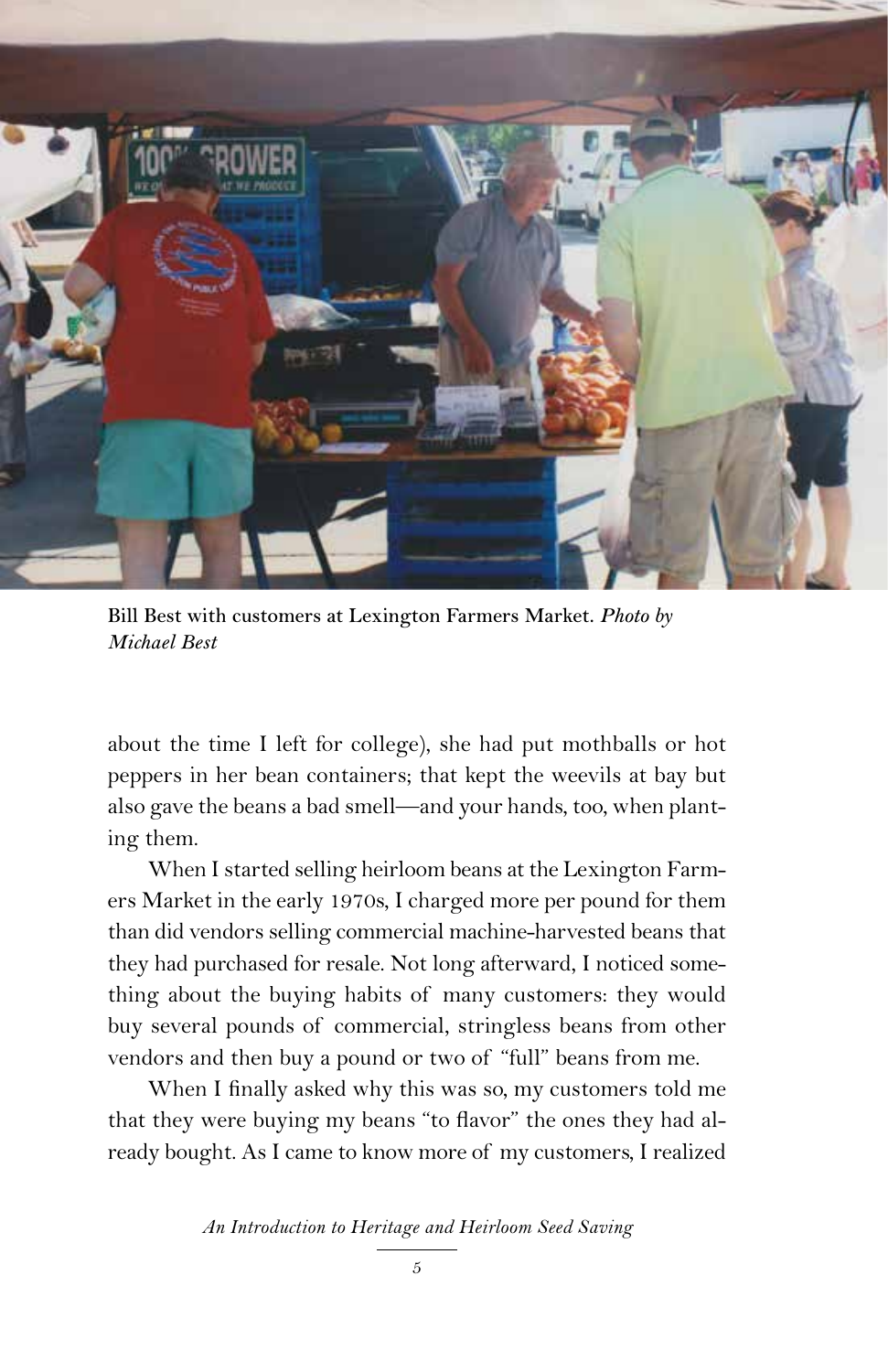Bill Best with customers at Lexington Farmers Market. *Photo by Michael Best*

about the time I left for college), she had put mothballs or hot peppers in her bean containers; that kept the weevils at bay but also gave the beans a bad smell—and your hands, too, when planting them.

When I started selling heirloom beans at the Lexington Farmers Market in the early 1970s, I charged more per pound for them than did vendors selling commercial machine-harvested beans that they had purchased for resale. Not long afterward, I noticed something about the buying habits of many customers: they would buy several pounds of commercial, stringless beans from other vendors and then buy a pound or two of "full" beans from me.

When I finally asked why this was so, my customers told me that they were buying my beans "to flavor" the ones they had already bought. As I came to know more of my customers, I realized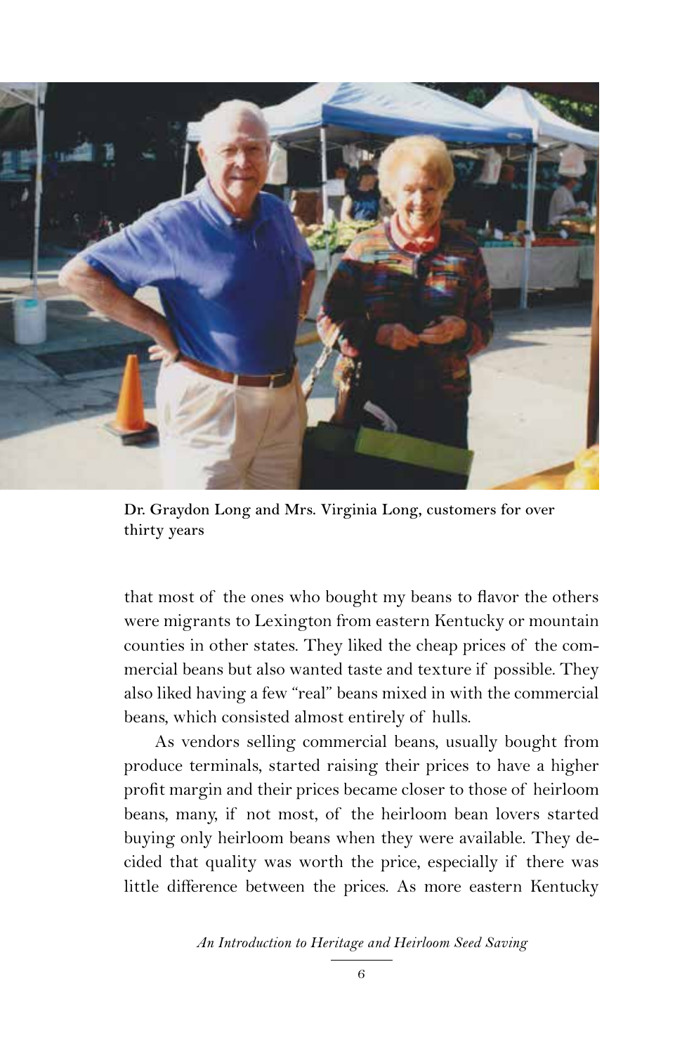Dr. Graydon Long and Mrs. Virginia Long, customers for over thirty years

that most of the ones who bought my beans to flavor the others were migrants to Lexington from eastern Kentucky or mountain counties in other states. They liked the cheap prices of the commercial beans but also wanted taste and texture if possible. They also liked having a few "real" beans mixed in with the commercial beans, which consisted almost entirely of hulls.

As vendors selling commercial beans, usually bought from produce terminals, started raising their prices to have a higher profit margin and their prices became closer to those of heirloom beans, many, if not most, of the heirloom bean lovers started buying only heirloom beans when they were available. They decided that quality was worth the price, especially if there was little difference between the prices. As more eastern Kentucky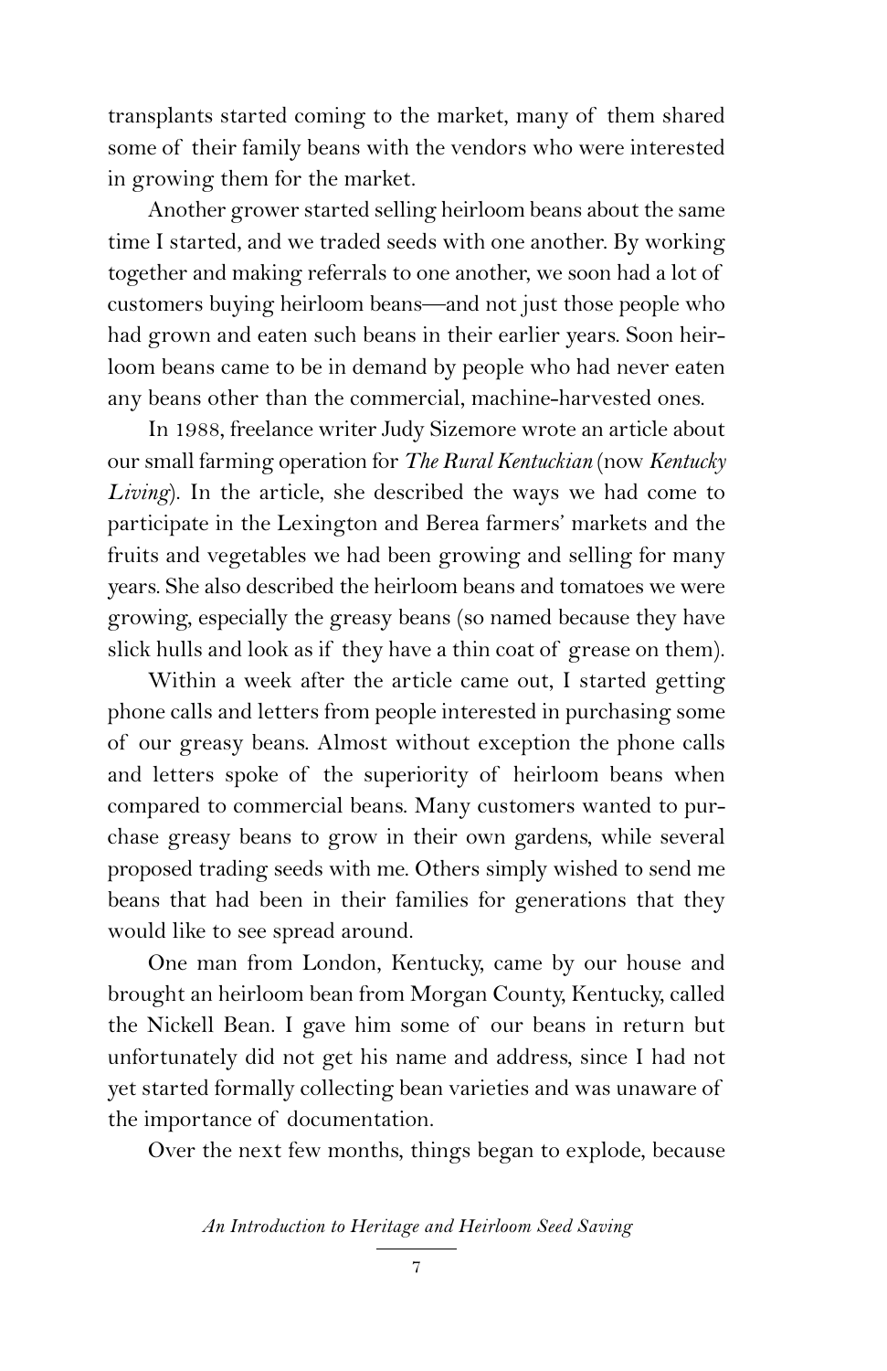transplants started coming to the market, many of them shared some of their family beans with the vendors who were interested in growing them for the market.

Another grower started selling heirloom beans about the same time I started, and we traded seeds with one another. By working together and making referrals to one another, we soon had a lot of customers buying heirloom beans—and not just those people who had grown and eaten such beans in their earlier years. Soon heirloom beans came to be in demand by people who had never eaten any beans other than the commercial, machine-harvested ones.

In 1988, freelance writer Judy Sizemore wrote an article about our small farming operation for *The Rural Kentuckian* (now *Kentucky Living*). In the article, she described the ways we had come to participate in the Lexington and Berea farmers' markets and the fruits and vegetables we had been growing and selling for many years. She also described the heirloom beans and tomatoes we were growing, especially the greasy beans (so named because they have slick hulls and look as if they have a thin coat of grease on them).

Within a week after the article came out, I started getting phone calls and letters from people interested in purchasing some of our greasy beans. Almost without exception the phone calls and letters spoke of the superiority of heirloom beans when compared to commercial beans. Many customers wanted to purchase greasy beans to grow in their own gardens, while several proposed trading seeds with me. Others simply wished to send me beans that had been in their families for generations that they would like to see spread around.

One man from London, Kentucky, came by our house and brought an heirloom bean from Morgan County, Kentucky, called the Nickell Bean. I gave him some of our beans in return but unfortunately did not get his name and address, since I had not yet started formally collecting bean varieties and was unaware of the importance of documentation.

Over the next few months, things began to explode, because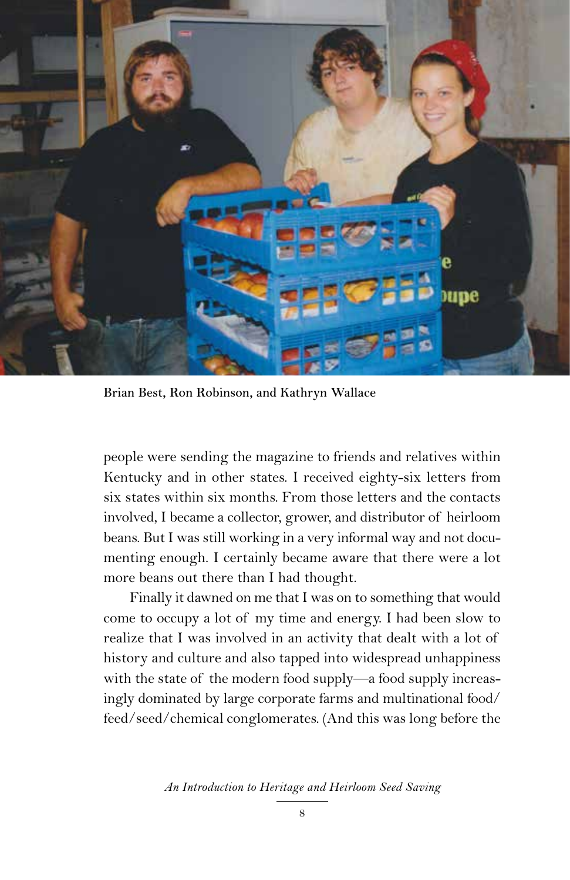Brian Best, Ron Robinson, and Kathryn Wallace

people were sending the magazine to friends and relatives within Kentucky and in other states. I received eighty-six letters from six states within six months. From those letters and the contacts involved, I became a collector, grower, and distributor of heirloom beans. But I was still working in a very informal way and not documenting enough. I certainly became aware that there were a lot more beans out there than I had thought.

Finally it dawned on me that I was on to something that would come to occupy a lot of my time and energy. I had been slow to realize that I was involved in an activity that dealt with a lot of history and culture and also tapped into widespread unhappiness with the state of the modern food supply—a food supply increasingly dominated by large corporate farms and multinational food/feed/seed/chemical conglomerates. (And this was long before the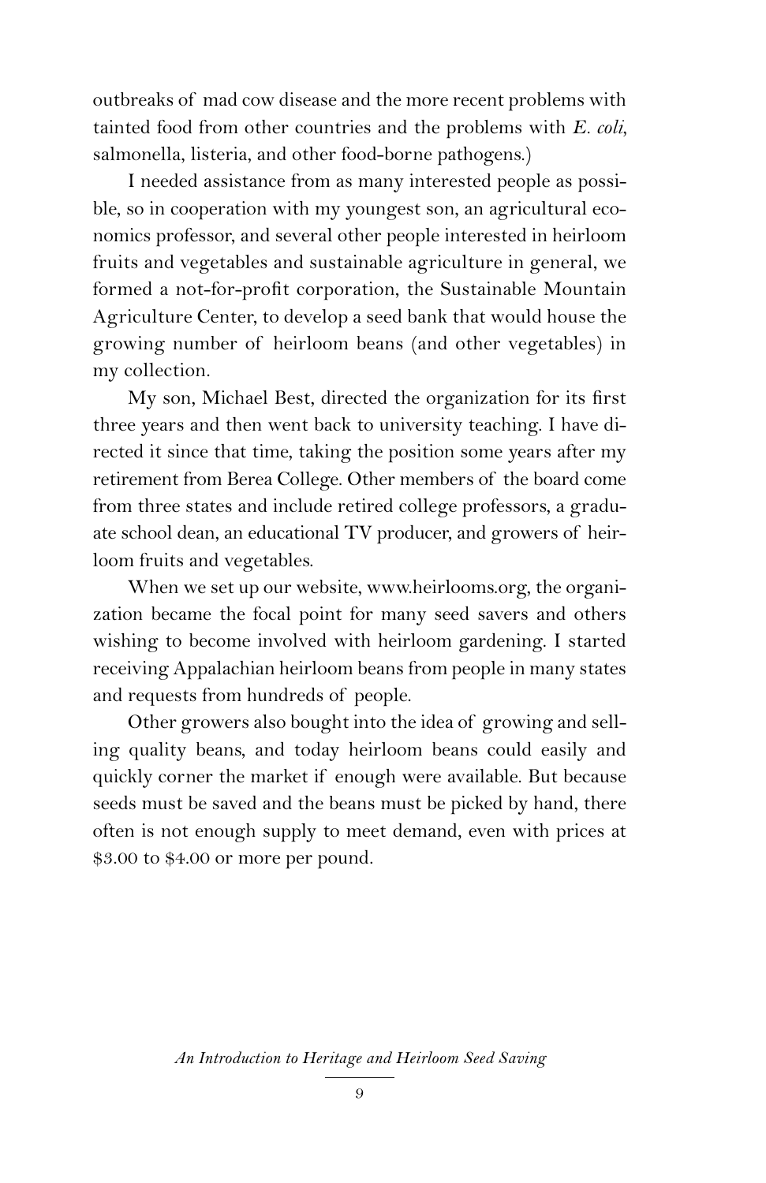outbreaks of mad cow disease and the more recent problems with tainted food from other countries and the problems with *E. coli*, salmonella, listeria, and other food-borne pathogens.)

I needed assistance from as many interested people as possible, so in cooperation with my youngest son, an agricultural economics professor, and several other people interested in heirloom fruits and vegetables and sustainable agriculture in general, we formed a not-for-profit corporation, the Sustainable Mountain Agriculture Center, to develop a seed bank that would house the growing number of heirloom beans (and other vegetables) in my collection.

My son, Michael Best, directed the organization for its first three years and then went back to university teaching. I have directed it since that time, taking the position some years after my retirement from Berea College. Other members of the board come from three states and include retired college professors, a graduate school dean, an educational TV producer, and growers of heirloom fruits and vegetables.

When we set up our website, www.heirlooms.org, the organization became the focal point for many seed savers and others wishing to become involved with heirloom gardening. I started receiving Appalachian heirloom beans from people in many states and requests from hundreds of people.

Other growers also bought into the idea of growing and selling quality beans, and today heirloom beans could easily and quickly corner the market if enough were available. But because seeds must be saved and the beans must be picked by hand, there often is not enough supply to meet demand, even with prices at $3.00 to $4.00 or more per pound.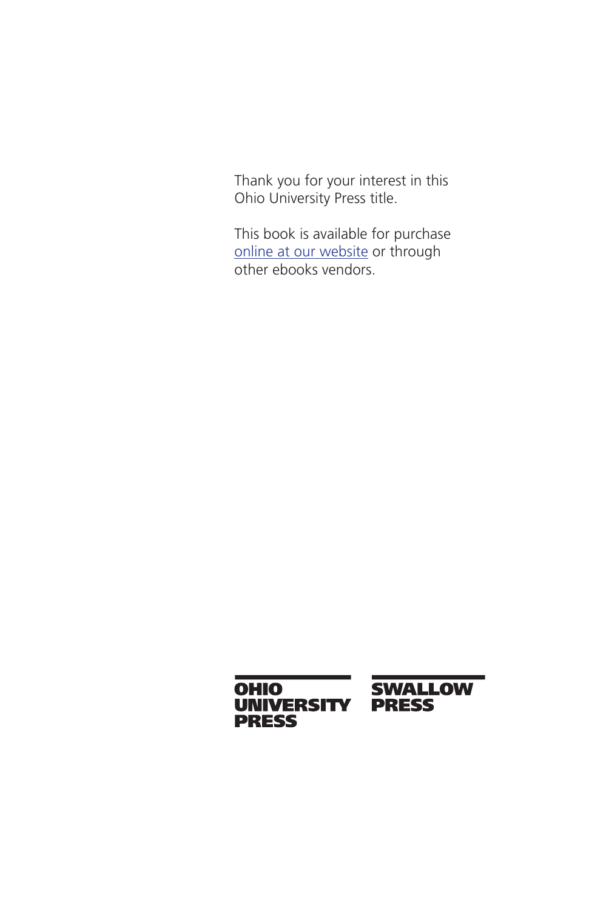Thank you for your interest in this Ohio University Press title.

This book is available for purchase online at our website or through other ebooks vendors.

**OHIO UNIVERSITY PRESS**

**SWALLOW PRESS**